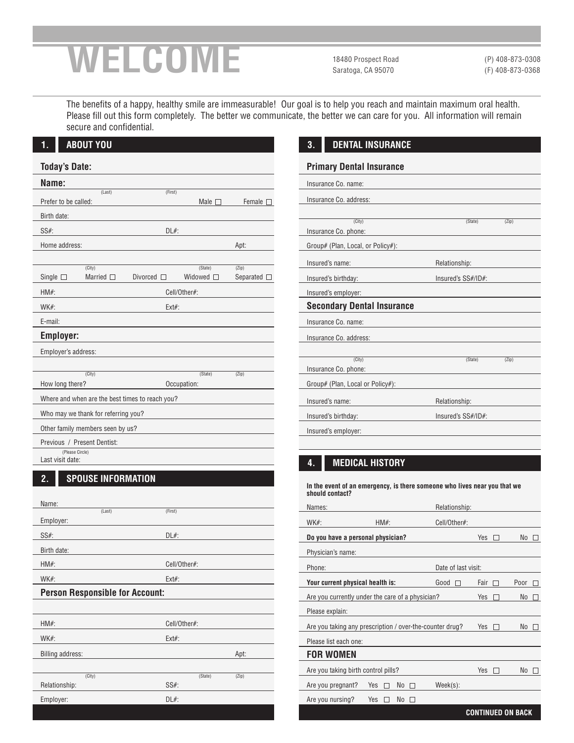# WELCOME

18480 Prospect Road
Saratoga, CA 95070

(P) 408-873-0308
(F) 408-873-0368

The benefits of a happy, healthy smile are immeasurable! Our goal is to help you reach and maintain maximum oral health. Please fill out this form completely. The better we communicate, the better we can care for you. All information will remain secure and confidential.

## 1. ABOUT YOU

**Today's Date:**

**Name:** (Last) (First)

Prefer to be called: Male ☐ Female ☐

Birth date:

SS#: DL#:

Home address: Apt:

(City) (State) (Zip)

Single ☐ Married ☐ Divorced ☐ Widowed ☐ Separated ☐

HM#: Cell/Other#:

WK#: Ext#:

E-mail:

**Employer:**

Employer's address:

(City) (State) (Zip)

How long there? Occupation:

Where and when are the best times to reach you?

Who may we thank for referring you?

Other family members seen by us?

Previous / Present Dentist:
(Please Circle)

Last visit date:

## 2. SPOUSE INFORMATION

Name: (Last) (First)

Employer:

SS#: DL#:

Birth date:

HM#: Cell/Other#:

WK#: Ext#:

**Person Responsible for Account:**

HM#: Cell/Other#:

WK#: Ext#:

Billing address: Apt:

(City) (State) (Zip)

Relationship: SS#:

Employer: DL#:

## 3. DENTAL INSURANCE

**Primary Dental Insurance**

Insurance Co. name:

Insurance Co. address:

(City) (State) (Zip)

Insurance Co. phone:

Group# (Plan, Local, or Policy#):

Insured's name: Relationship:

Insured's birthday: Insured's SS#/ID#:

Insured's employer:

**Secondary Dental Insurance**

Insurance Co. name:

Insurance Co. address:

(City) (State) (Zip)

Insurance Co. phone:

Group# (Plan, Local or Policy#):

Insured's name: Relationship:

Insured's birthday: Insured's SS#/ID#:

Insured's employer:

## 4. MEDICAL HISTORY

**In the event of an emergency, is there someone who lives near you that we should contact?**

Names: Relationship:

WK#: HM#: Cell/Other#:

**Do you have a personal physician?** Yes ☐ No ☐

Physician's name:

Phone: Date of last visit:

**Your current physical health is:** Good ☐ Fair ☐ Poor ☐

Are you currently under the care of a physician? Yes ☐ No ☐

Please explain:

Are you taking any prescription / over-the-counter drug? Yes ☐ No ☐

Please list each one:

**FOR WOMEN**

Are you taking birth control pills? Yes ☐ No ☐

Are you pregnant? Yes ☐ No ☐ Week(s):

Are you nursing? Yes ☐ No ☐

**CONTINUED ON BACK**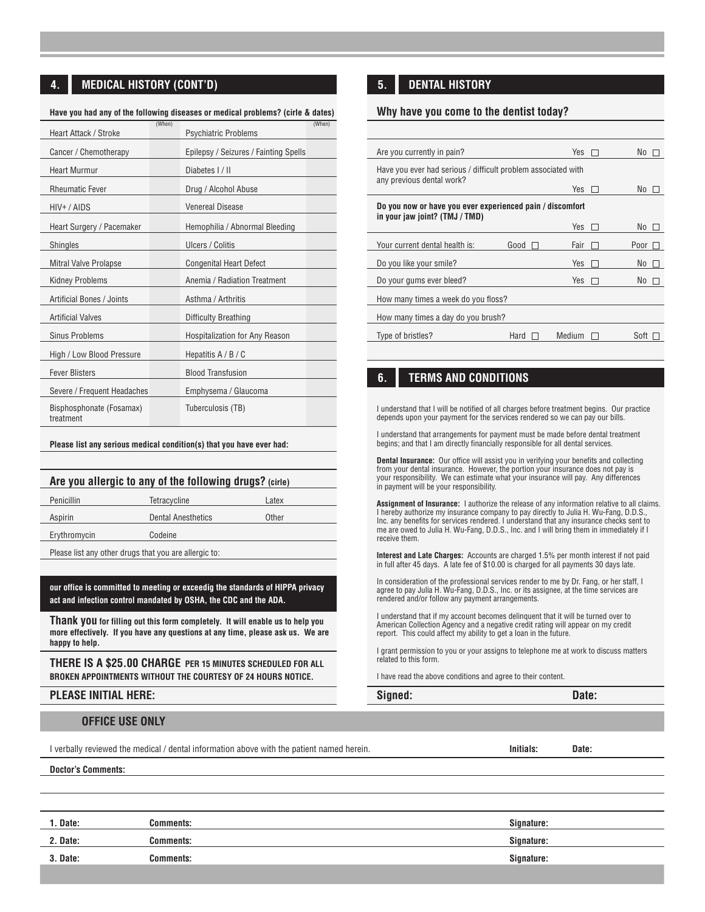## 4. MEDICAL HISTORY (CONT'D)

**Have you had any of the following diseases or medical problems? (cirle & dates)**

| | (When) | | (When) |
|---|---|---|---|
| Heart Attack / Stroke | | Psychiatric Problems | |
| Cancer / Chemotherapy | | Epilepsy / Seizures / Fainting Spells | |
| Heart Murmur | | Diabetes I / II | |
| Rheumatic Fever | | Drug / Alcohol Abuse | |
| HIV+ / AIDS | | Venereal Disease | |
| Heart Surgery / Pacemaker | | Hemophilia / Abnormal Bleeding | |
| Shingles | | Ulcers / Colitis | |
| Mitral Valve Prolapse | | Congenital Heart Defect | |
| Kidney Problems | | Anemia / Radiation Treatment | |
| Artificial Bones / Joints | | Asthma / Arthritis | |
| Artificial Valves | | Difficulty Breathing | |
| Sinus Problems | | Hospitalization for Any Reason | |
| High / Low Blood Pressure | | Hepatitis A / B / C | |
| Fever Blisters | | Blood Transfusion | |
| Severe / Frequent Headaches | | Emphysema / Glaucoma | |
| Bisphosphonate (Fosamax) treatment | | Tuberculosis (TB) | |

**Please list any serious medical condition(s) that you have ever had:**

### Are you allergic to any of the following drugs? (cirle)

| | | |
|---|---|---|
| Penicillin | Tetracycline | Latex |
| Aspirin | Dental Anesthetics | Other |
| Erythromycin | Codeine | |

Please list any other drugs that you are allergic to:

**our office is committed to meeting or exceedig the standards of HIPPA privacy act and infection control mandated by OSHA, the CDC and the ADA.**

**Thank you for filling out this form completely. It will enable us to help you more effectively. If you have any questions at any time, please ask us. We are happy to help.**

**THERE IS A $25.00 CHARGE PER 15 MINUTES SCHEDULED FOR ALL BROKEN APPOINTMENTS WITHOUT THE COURTESY OF 24 HOURS NOTICE.**

**PLEASE INITIAL HERE:**

## 5. DENTAL HISTORY

**Why have you come to the dentist today?**

| | | | |
|---|---|---|---|
| Are you currently in pain? | | Yes ☐ | No ☐ |
| Have you ever had serious / difficult problem associated with any previous dental work? | | Yes ☐ | No ☐ |
| **Do you now or have you ever experienced pain / discomfort in your jaw joint? (TMJ / TMD)** | | Yes ☐ | No ☐ |
| Your current dental health is: | Good ☐ | Fair ☐ | Poor ☐ |
| Do you like your smile? | | Yes ☐ | No ☐ |
| Do your gums ever bleed? | | Yes ☐ | No ☐ |
| How many times a week do you floss? | | | |
| How many times a day do you brush? | | | |
| Type of bristles? | Hard ☐ | Medium ☐ | Soft ☐ |

## 6. TERMS AND CONDITIONS

I understand that I will be notified of all charges before treatment begins. Our practice depends upon your payment for the services rendered so we can pay our bills.

I understand that arrangements for payment must be made before dental treatment begins; and that I am directly financially responsible for all dental services.

**Dental Insurance:** Our office will assist you in verifying your benefits and collecting from your dental insurance. However, the portion your insurance does not pay is your responsibility. We can estimate what your insurance will pay. Any differences in payment will be your responsibility.

**Assignment of Insurance:** I authorize the release of any information relative to all claims. I hereby authorize my insurance company to pay directly to Julia H. Wu-Fang, D.D.S., Inc. any benefits for services rendered. I understand that any insurance checks sent to me are owed to Julia H. Wu-Fang, D.D.S., Inc. and I will bring them in immediately if I receive them.

**Interest and Late Charges:** Accounts are charged 1.5% per month interest if not paid in full after 45 days. A late fee of $10.00 is charged for all payments 30 days late.

In consideration of the professional services render to me by Dr. Fang, or her staff, I agree to pay Julia H. Wu-Fang, D.D.S., Inc. or its assignee, at the time services are rendered and/or follow any payment arrangements.

I understand that if my account becomes delinquent that it will be turned over to American Collection Agency and a negative credit rating will appear on my credit report. This could affect my ability to get a loan in the future.

I grant permission to you or your assigns to telephone me at work to discuss matters related to this form.

I have read the above conditions and agree to their content.

**Signed:** **Date:**

## OFFICE USE ONLY

I verbally reviewed the medical / dental information above with the patient named herein. **Initials:** **Date:**

**Doctor's Comments:**

| | | |
|---|---|---|
| **1. Date:** | **Comments:** | **Signature:** |
| **2. Date:** | **Comments:** | **Signature:** |
| **3. Date:** | **Comments:** | **Signature:** |